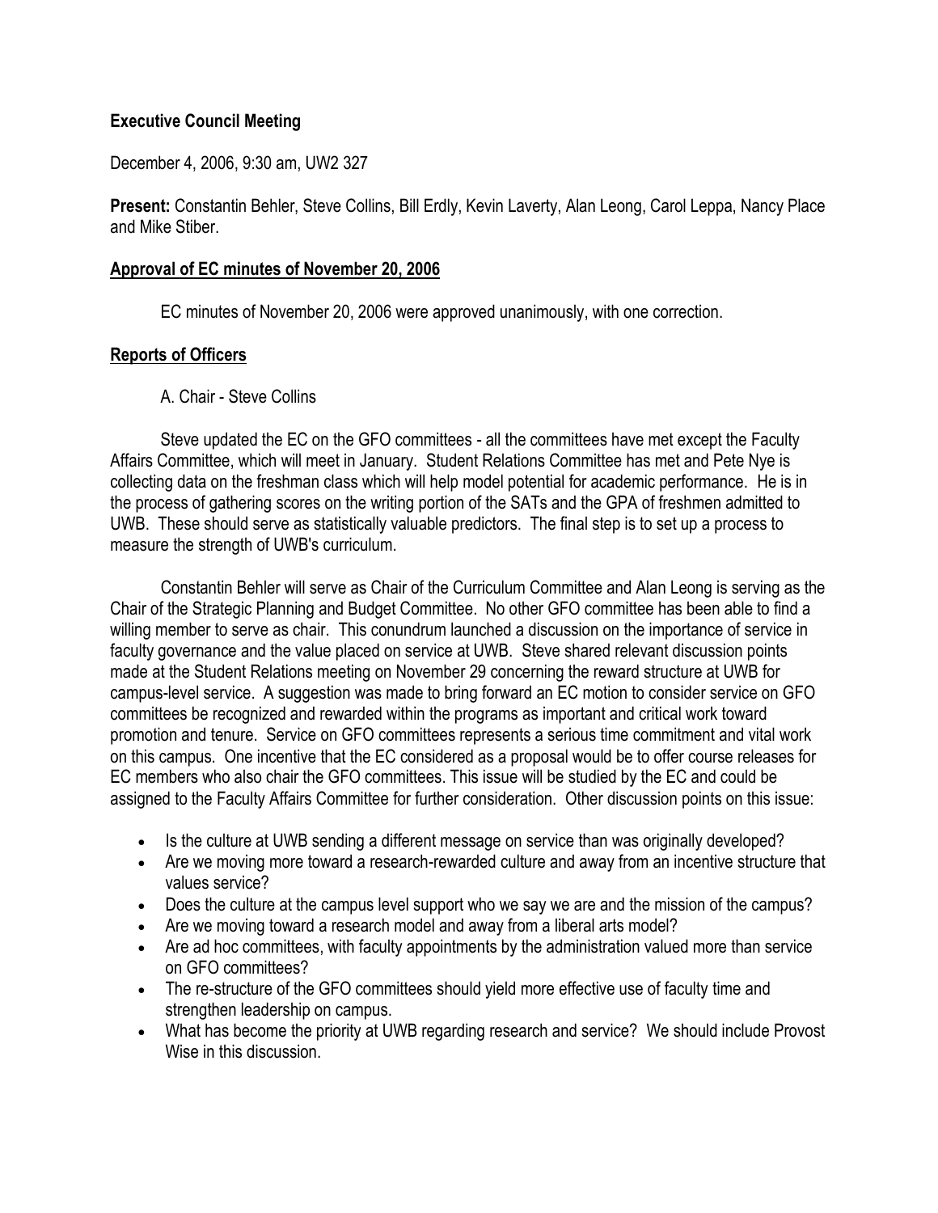**Executive Council Meeting**

December 4, 2006, 9:30 am, UW2 327

**Present:** Constantin Behler, Steve Collins, Bill Erdly, Kevin Laverty, Alan Leong, Carol Leppa, Nancy Place and Mike Stiber.

**Approval of EC minutes of November 20, 2006**

EC minutes of November 20, 2006 were approved unanimously, with one correction.

**Reports of Officers**

A. Chair - Steve Collins

Steve updated the EC on the GFO committees - all the committees have met except the Faculty Affairs Committee, which will meet in January. Student Relations Committee has met and Pete Nye is collecting data on the freshman class which will help model potential for academic performance. He is in the process of gathering scores on the writing portion of the SATs and the GPA of freshmen admitted to UWB. These should serve as statistically valuable predictors. The final step is to set up a process to measure the strength of UWB's curriculum.

Constantin Behler will serve as Chair of the Curriculum Committee and Alan Leong is serving as the Chair of the Strategic Planning and Budget Committee. No other GFO committee has been able to find a willing member to serve as chair. This conundrum launched a discussion on the importance of service in faculty governance and the value placed on service at UWB. Steve shared relevant discussion points made at the Student Relations meeting on November 29 concerning the reward structure at UWB for campus-level service. A suggestion was made to bring forward an EC motion to consider service on GFO committees be recognized and rewarded within the programs as important and critical work toward promotion and tenure. Service on GFO committees represents a serious time commitment and vital work on this campus. One incentive that the EC considered as a proposal would be to offer course releases for EC members who also chair the GFO committees. This issue will be studied by the EC and could be assigned to the Faculty Affairs Committee for further consideration. Other discussion points on this issue:

- Is the culture at UWB sending a different message on service than was originally developed?
- Are we moving more toward a research-rewarded culture and away from an incentive structure that values service?
- Does the culture at the campus level support who we say we are and the mission of the campus?
- Are we moving toward a research model and away from a liberal arts model?
- Are ad hoc committees, with faculty appointments by the administration valued more than service on GFO committees?
- The re-structure of the GFO committees should yield more effective use of faculty time and strengthen leadership on campus.
- What has become the priority at UWB regarding research and service? We should include Provost Wise in this discussion.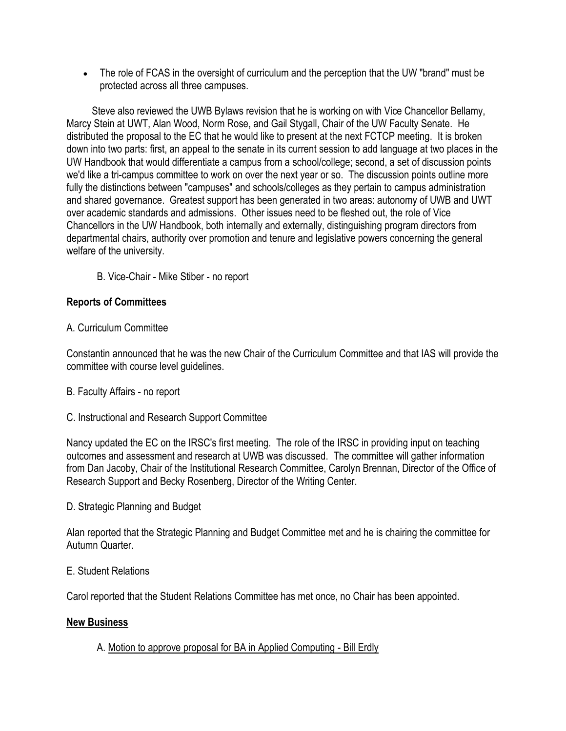- The role of FCAS in the oversight of curriculum and the perception that the UW "brand" must be protected across all three campuses.

Steve also reviewed the UWB Bylaws revision that he is working on with Vice Chancellor Bellamy, Marcy Stein at UWT, Alan Wood, Norm Rose, and Gail Stygall, Chair of the UW Faculty Senate. He distributed the proposal to the EC that he would like to present at the next FCTCP meeting. It is broken down into two parts: first, an appeal to the senate in its current session to add language at two places in the UW Handbook that would differentiate a campus from a school/college; second, a set of discussion points we'd like a tri-campus committee to work on over the next year or so. The discussion points outline more fully the distinctions between "campuses" and schools/colleges as they pertain to campus administration and shared governance. Greatest support has been generated in two areas: autonomy of UWB and UWT over academic standards and admissions. Other issues need to be fleshed out, the role of Vice Chancellors in the UW Handbook, both internally and externally, distinguishing program directors from departmental chairs, authority over promotion and tenure and legislative powers concerning the general welfare of the university.

B. Vice-Chair - Mike Stiber - no report

**Reports of Committees**

A. Curriculum Committee

Constantin announced that he was the new Chair of the Curriculum Committee and that IAS will provide the committee with course level guidelines.

B. Faculty Affairs - no report

C. Instructional and Research Support Committee

Nancy updated the EC on the IRSC's first meeting. The role of the IRSC in providing input on teaching outcomes and assessment and research at UWB was discussed. The committee will gather information from Dan Jacoby, Chair of the Institutional Research Committee, Carolyn Brennan, Director of the Office of Research Support and Becky Rosenberg, Director of the Writing Center.

D. Strategic Planning and Budget

Alan reported that the Strategic Planning and Budget Committee met and he is chairing the committee for Autumn Quarter.

E. Student Relations

Carol reported that the Student Relations Committee has met once, no Chair has been appointed.

**New Business**

A. Motion to approve proposal for BA in Applied Computing - Bill Erdly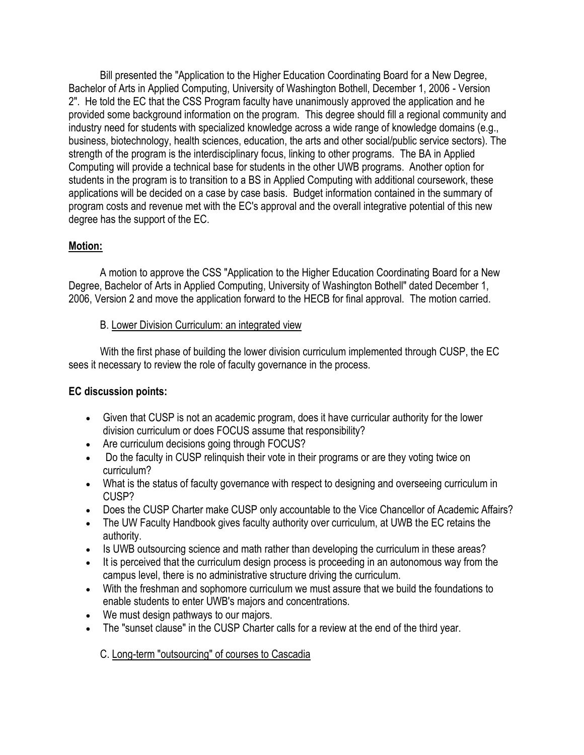Bill presented the "Application to the Higher Education Coordinating Board for a New Degree, Bachelor of Arts in Applied Computing, University of Washington Bothell, December 1, 2006 - Version 2". He told the EC that the CSS Program faculty have unanimously approved the application and he provided some background information on the program. This degree should fill a regional community and industry need for students with specialized knowledge across a wide range of knowledge domains (e.g., business, biotechnology, health sciences, education, the arts and other social/public service sectors). The strength of the program is the interdisciplinary focus, linking to other programs. The BA in Applied Computing will provide a technical base for students in the other UWB programs. Another option for students in the program is to transition to a BS in Applied Computing with additional coursework, these applications will be decided on a case by case basis. Budget information contained in the summary of program costs and revenue met with the EC's approval and the overall integrative potential of this new degree has the support of the EC.

**Motion:**

A motion to approve the CSS "Application to the Higher Education Coordinating Board for a New Degree, Bachelor of Arts in Applied Computing, University of Washington Bothell" dated December 1, 2006, Version 2 and move the application forward to the HECB for final approval. The motion carried.

B. Lower Division Curriculum: an integrated view

With the first phase of building the lower division curriculum implemented through CUSP, the EC sees it necessary to review the role of faculty governance in the process.

**EC discussion points:**

- Given that CUSP is not an academic program, does it have curricular authority for the lower division curriculum or does FOCUS assume that responsibility?
- Are curriculum decisions going through FOCUS?
- Do the faculty in CUSP relinquish their vote in their programs or are they voting twice on curriculum?
- What is the status of faculty governance with respect to designing and overseeing curriculum in CUSP?
- Does the CUSP Charter make CUSP only accountable to the Vice Chancellor of Academic Affairs?
- The UW Faculty Handbook gives faculty authority over curriculum, at UWB the EC retains the authority.
- Is UWB outsourcing science and math rather than developing the curriculum in these areas?
- It is perceived that the curriculum design process is proceeding in an autonomous way from the campus level, there is no administrative structure driving the curriculum.
- With the freshman and sophomore curriculum we must assure that we build the foundations to enable students to enter UWB's majors and concentrations.
- We must design pathways to our majors.
- The "sunset clause" in the CUSP Charter calls for a review at the end of the third year.

C. Long-term "outsourcing" of courses to Cascadia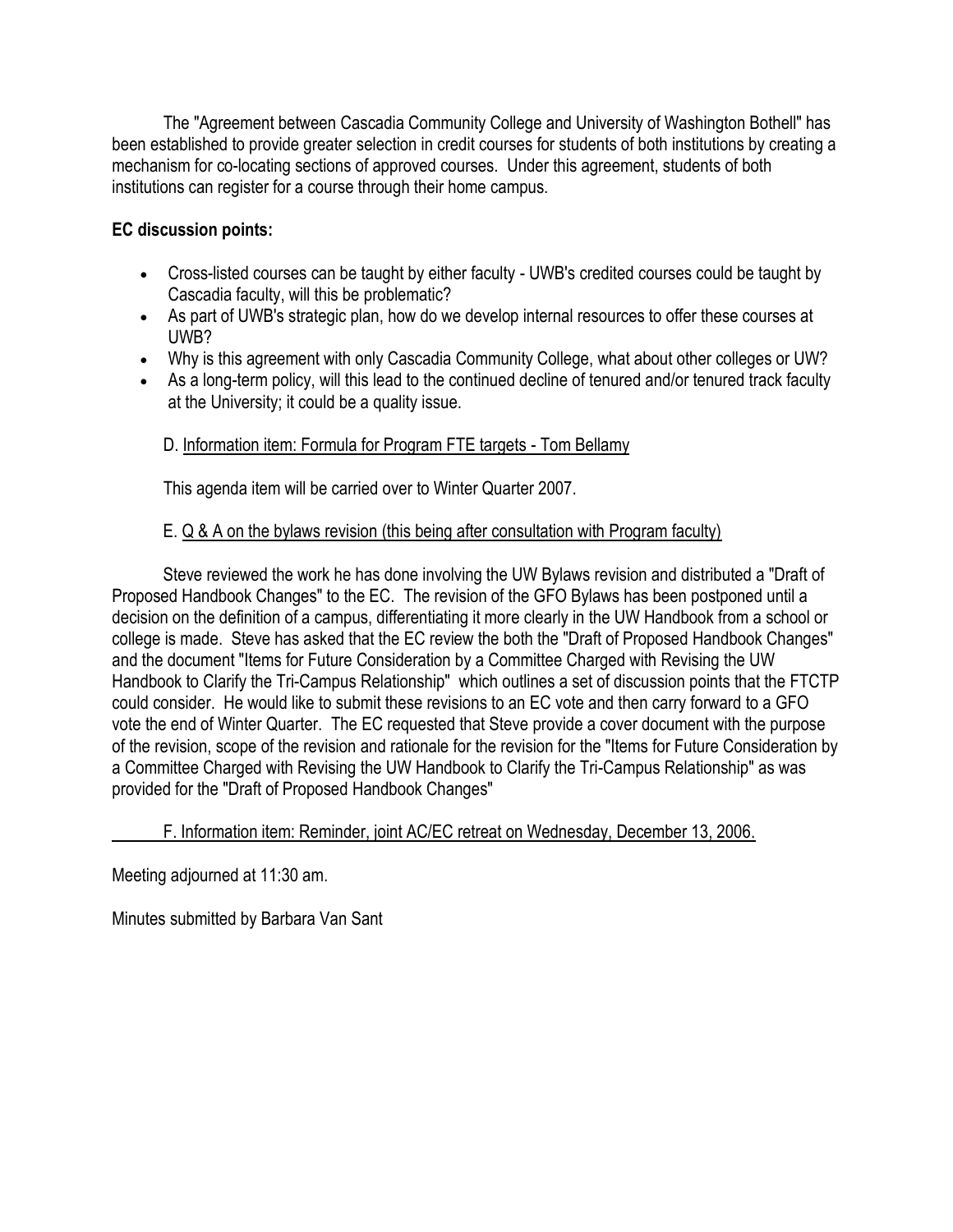The "Agreement between Cascadia Community College and University of Washington Bothell" has been established to provide greater selection in credit courses for students of both institutions by creating a mechanism for co-locating sections of approved courses. Under this agreement, students of both institutions can register for a course through their home campus.

**EC discussion points:**

- Cross-listed courses can be taught by either faculty - UWB's credited courses could be taught by Cascadia faculty, will this be problematic?
- As part of UWB's strategic plan, how do we develop internal resources to offer these courses at UWB?
- Why is this agreement with only Cascadia Community College, what about other colleges or UW?
- As a long-term policy, will this lead to the continued decline of tenured and/or tenured track faculty at the University; it could be a quality issue.

D. Information item: Formula for Program FTE targets - Tom Bellamy

This agenda item will be carried over to Winter Quarter 2007.

E. Q & A on the bylaws revision (this being after consultation with Program faculty)

Steve reviewed the work he has done involving the UW Bylaws revision and distributed a "Draft of Proposed Handbook Changes" to the EC. The revision of the GFO Bylaws has been postponed until a decision on the definition of a campus, differentiating it more clearly in the UW Handbook from a school or college is made. Steve has asked that the EC review the both the "Draft of Proposed Handbook Changes" and the document "Items for Future Consideration by a Committee Charged with Revising the UW Handbook to Clarify the Tri-Campus Relationship" which outlines a set of discussion points that the FTCTP could consider. He would like to submit these revisions to an EC vote and then carry forward to a GFO vote the end of Winter Quarter. The EC requested that Steve provide a cover document with the purpose of the revision, scope of the revision and rationale for the revision for the "Items for Future Consideration by a Committee Charged with Revising the UW Handbook to Clarify the Tri-Campus Relationship" as was provided for the "Draft of Proposed Handbook Changes"

F. Information item: Reminder, joint AC/EC retreat on Wednesday, December 13, 2006.

Meeting adjourned at 11:30 am.

Minutes submitted by Barbara Van Sant